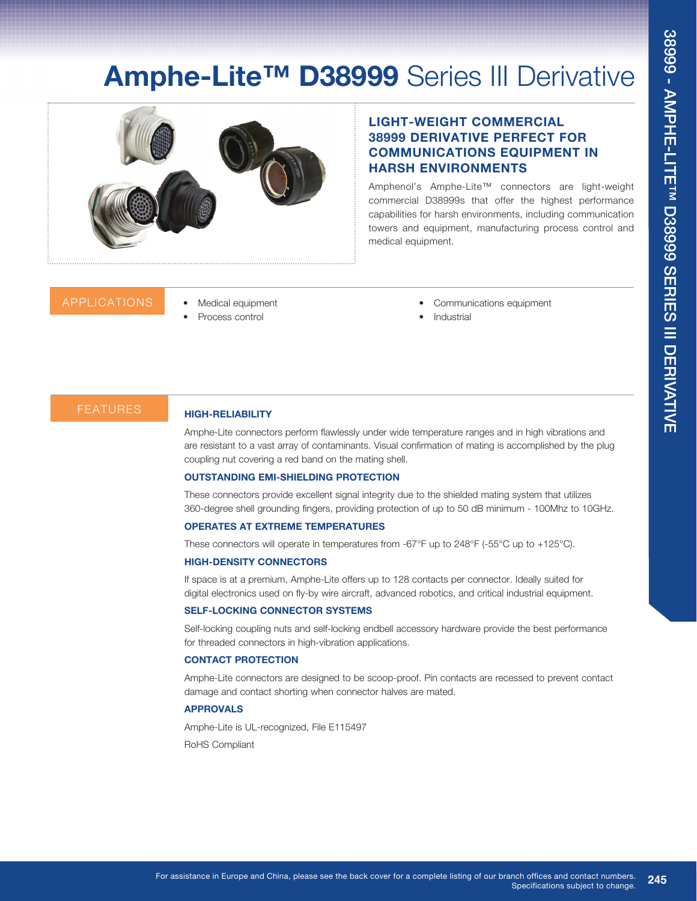# Amphe-Lite™ D38999 Series III Derivative

## LIGHT-WEIGHT COMMERCIAL 38999 DERIVATIVE PERFECT FOR COMMUNICATIONS EQUIPMENT IN HARSH ENVIRONMENTS

Amphenol's Amphe-Lite™ connectors are light-weight commercial D38999s that offer the highest performance capabilities for harsh environments, including communication towers and equipment, manufacturing process control and medical equipment.

## APPLICATIONS

- Medical equipment
- Process control
- Communications equipment
- Industrial

## FEATURES

### HIGH-RELIABILITY

Amphe-Lite connectors perform flawlessly under wide temperature ranges and in high vibrations and are resistant to a vast array of contaminants. Visual confirmation of mating is accomplished by the plug coupling nut covering a red band on the mating shell.

### OUTSTANDING EMI-SHIELDING PROTECTION

These connectors provide excellent signal integrity due to the shielded mating system that utilizes 360-degree shell grounding fingers, providing protection of up to 50 dB minimum - 100Mhz to 10GHz.

### OPERATES AT EXTREME TEMPERATURES

These connectors will operate in temperatures from -67°F up to 248°F (-55°C up to +125°C).

### HIGH-DENSITY CONNECTORS

If space is at a premium, Amphe-Lite offers up to 128 contacts per connector. Ideally suited for digital electronics used on fly-by wire aircraft, advanced robotics, and critical industrial equipment.

### SELF-LOCKING CONNECTOR SYSTEMS

Self-locking coupling nuts and self-locking endbell accessory hardware provide the best performance for threaded connectors in high-vibration applications.

### CONTACT PROTECTION

Amphe-Lite connectors are designed to be scoop-proof. Pin contacts are recessed to prevent contact damage and contact shorting when connector halves are mated.

### APPROVALS

Amphe-Lite is UL-recognized, File E115497

RoHS Compliant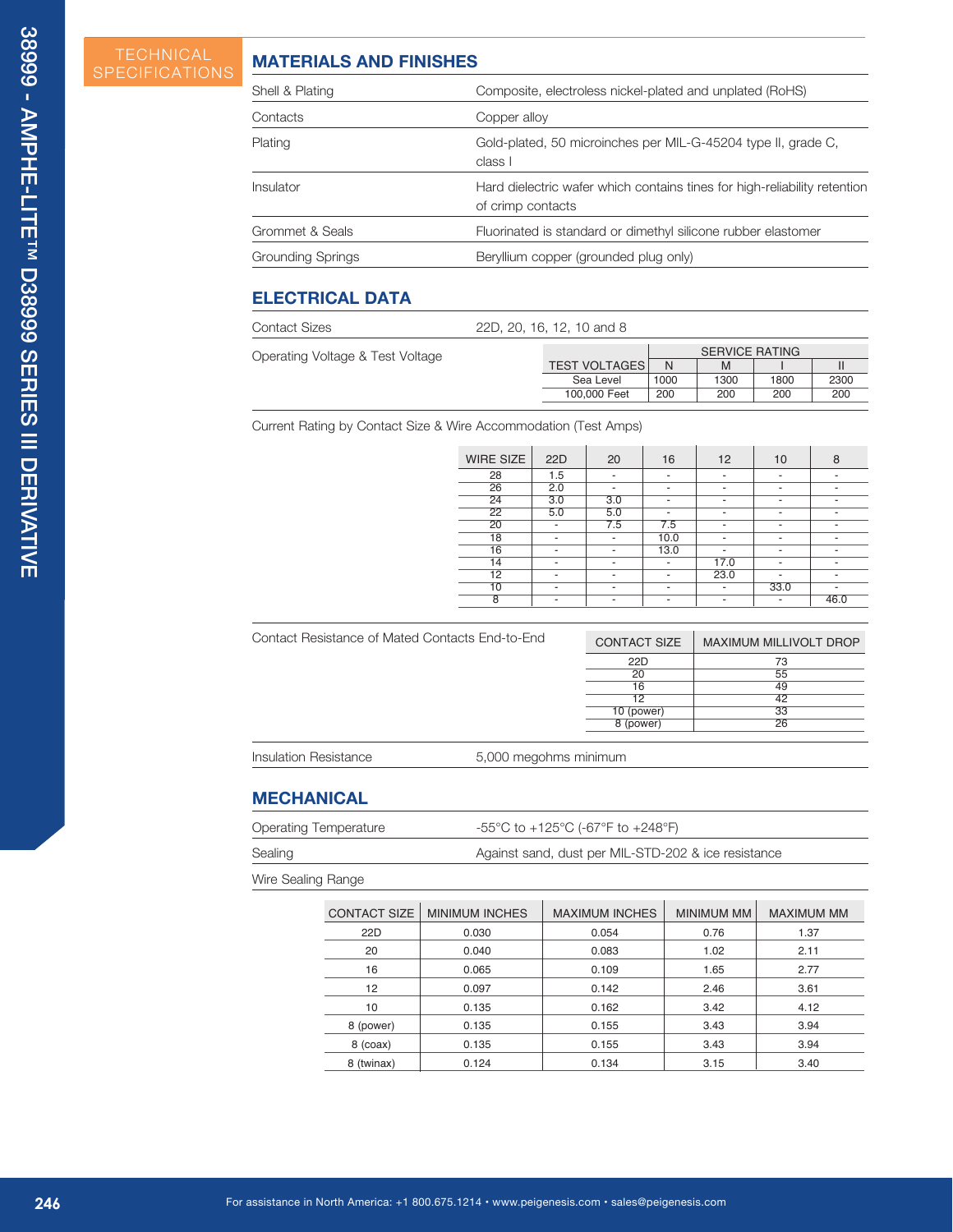TECHNICAL SPECIFICATIONS

## MATERIALS AND FINISHES

| | |
|---|---|
| Shell & Plating | Composite, electroless nickel-plated and unplated (RoHS) |
| Contacts | Copper alloy |
| Plating | Gold-plated, 50 microinches per MIL-G-45204 type II, grade C, class I |
| Insulator | Hard dielectric wafer which contains tines for high-reliability retention of crimp contacts |
| Grommet & Seals | Fluorinated is standard or dimethyl silicone rubber elastomer |
| Grounding Springs | Beryllium copper (grounded plug only) |

## ELECTRICAL DATA

Contact Sizes: 22D, 20, 16, 12, 10 and 8

Operating Voltage & Test Voltage

| | SERVICE RATING | | | |
|---|---|---|---|---|
| TEST VOLTAGES | N | M | I | II |
| Sea Level | 1000 | 1300 | 1800 | 2300 |
| 100,000 Feet | 200 | 200 | 200 | 200 |

Current Rating by Contact Size & Wire Accommodation (Test Amps)

| WIRE SIZE | 22D | 20 | 16 | 12 | 10 | 8 |
|---|---|---|---|---|---|---|
| 28 | 1.5 | - | - | - | - | - |
| 26 | 2.0 | - | - | - | - | - |
| 24 | 3.0 | 3.0 | - | - | - | - |
| 22 | 5.0 | 5.0 | - | - | - | - |
| 20 | - | 7.5 | 7.5 | - | - | - |
| 18 | - | - | 10.0 | - | - | - |
| 16 | - | - | 13.0 | - | - | - |
| 14 | - | - | - | 17.0 | - | - |
| 12 | - | - | - | 23.0 | - | - |
| 10 | - | - | - | - | 33.0 | - |
| 8 | - | - | - | - | - | 46.0 |

Contact Resistance of Mated Contacts End-to-End

| CONTACT SIZE | MAXIMUM MILLIVOLT DROP |
|---|---|
| 22D | 73 |
| 20 | 55 |
| 16 | 49 |
| 12 | 42 |
| 10 (power) | 33 |
| 8 (power) | 26 |

Insulation Resistance: 5,000 megohms minimum

## MECHANICAL

| | |
|---|---|
| Operating Temperature | -55°C to +125°C (-67°F to +248°F) |
| Sealing | Against sand, dust per MIL-STD-202 & ice resistance |

Wire Sealing Range

| CONTACT SIZE | MINIMUM INCHES | MAXIMUM INCHES | MINIMUM MM | MAXIMUM MM |
|---|---|---|---|---|
| 22D | 0.030 | 0.054 | 0.76 | 1.37 |
| 20 | 0.040 | 0.083 | 1.02 | 2.11 |
| 16 | 0.065 | 0.109 | 1.65 | 2.77 |
| 12 | 0.097 | 0.142 | 2.46 | 3.61 |
| 10 | 0.135 | 0.162 | 3.42 | 4.12 |
| 8 (power) | 0.135 | 0.155 | 3.43 | 3.94 |
| 8 (coax) | 0.135 | 0.155 | 3.43 | 3.94 |
| 8 (twinax) | 0.124 | 0.134 | 3.15 | 3.40 |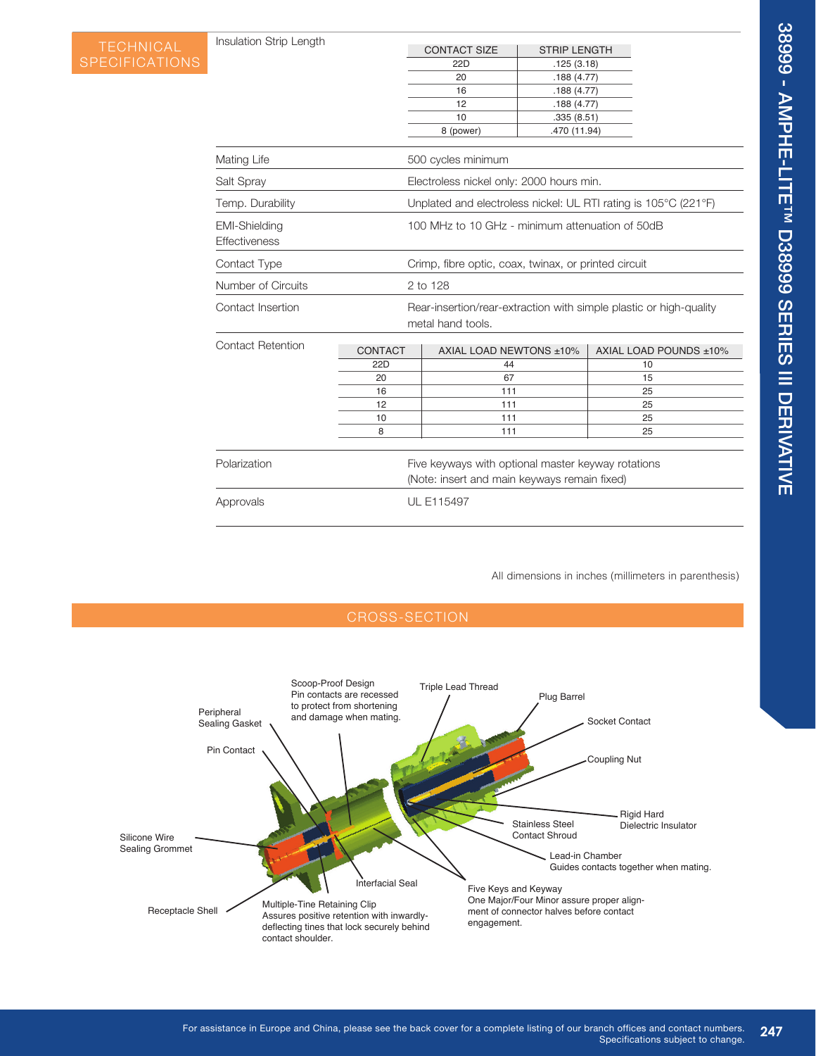## TECHNICAL SPECIFICATIONS

| Specification | Value |
|---|---|
| Insulation Strip Length | See table below |
| Mating Life | 500 cycles minimum |
| Salt Spray | Electroless nickel only: 2000 hours min. |
| Temp. Durability | Unplated and electroless nickel: UL RTI rating is 105°C (221°F) |
| EMI-Shielding Effectiveness | 100 MHz to 10 GHz - minimum attenuation of 50dB |
| Contact Type | Crimp, fibre optic, coax, twinax, or printed circuit |
| Number of Circuits | 2 to 128 |
| Contact Insertion | Rear-insertion/rear-extraction with simple plastic or high-quality metal hand tools. |
| Contact Retention | See table below |
| Polarization | Five keyways with optional master keyway rotations (Note: insert and main keyways remain fixed) |
| Approvals | UL E115497 |

**Insulation Strip Length**

| CONTACT SIZE | STRIP LENGTH |
|---|---|
| 22D | .125 (3.18) |
| 20 | .188 (4.77) |
| 16 | .188 (4.77) |
| 12 | .188 (4.77) |
| 10 | .335 (8.51) |
| 8 (power) | .470 (11.94) |

**Contact Retention**

| CONTACT | AXIAL LOAD NEWTONS ±10% | AXIAL LOAD POUNDS ±10% |
|---|---|---|
| 22D | 44 | 10 |
| 20 | 67 | 15 |
| 16 | 111 | 25 |
| 12 | 111 | 25 |
| 10 | 111 | 25 |
| 8 | 111 | 25 |

All dimensions in inches (millimeters in parenthesis)

## CROSS-SECTION

Scoop-Proof Design
Pin contacts are recessed to protect from shortening and damage when mating.

Triple Lead Thread

Plug Barrel

Peripheral Sealing Gasket

Socket Contact

Pin Contact

Coupling Nut

Rigid Hard Dielectric Insulator

Stainless Steel Contact Shroud

Silicone Wire Sealing Grommet

Lead-in Chamber
Guides contacts together when mating.

Interfacial Seal

Five Keys and Keyway
One Major/Four Minor assure proper alignment of connector halves before contact engagement.

Receptacle Shell

Multiple-Tine Retaining Clip
Assures positive retention with inwardly-deflecting tines that lock securely behind contact shoulder.

For assistance in Europe and China, please see the back cover for a complete listing of our branch offices and contact numbers.
Specifications subject to change.